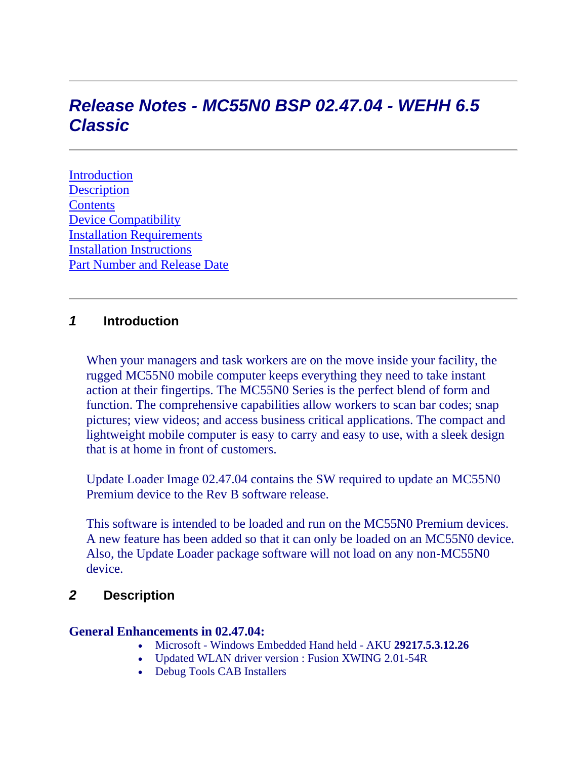# *Release Notes - MC55N0 BSP 02.47.04 - WEHH 6.5 Classic*

[Introduction](#)
[Description](#)
[Contents](#)
[Device Compatibility](#)
[Installation Requirements](#)
[Installation Instructions](#)
[Part Number and Release Date](#)

## *1* Introduction

When your managers and task workers are on the move inside your facility, the rugged MC55N0 mobile computer keeps everything they need to take instant action at their fingertips. The MC55N0 Series is the perfect blend of form and function. The comprehensive capabilities allow workers to scan bar codes; snap pictures; view videos; and access business critical applications. The compact and lightweight mobile computer is easy to carry and easy to use, with a sleek design that is at home in front of customers.

Update Loader Image 02.47.04 contains the SW required to update an MC55N0 Premium device to the Rev B software release.

This software is intended to be loaded and run on the MC55N0 Premium devices. A new feature has been added so that it can only be loaded on an MC55N0 device. Also, the Update Loader package software will not load on any non-MC55N0 device.

## *2* Description

**General Enhancements in 02.47.04:**

- Microsoft - Windows Embedded Hand held - AKU **29217.5.3.12.26**
- Updated WLAN driver version : Fusion XWING 2.01-54R
- Debug Tools CAB Installers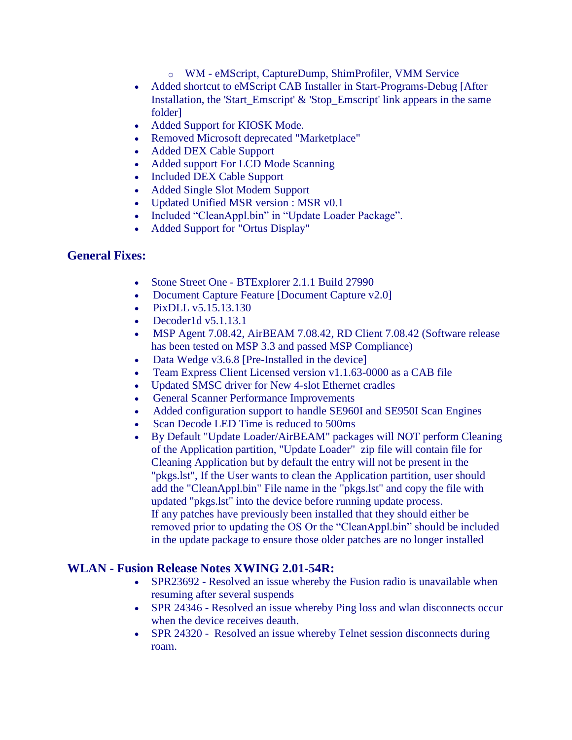- WM - eMScript, CaptureDump, ShimProfiler, VMM Service
- Added shortcut to eMScript CAB Installer in Start-Programs-Debug [After Installation, the 'Start_Emscript' & 'Stop_Emscript' link appears in the same folder]
- Added Support for KIOSK Mode.
- Removed Microsoft deprecated "Marketplace"
- Added DEX Cable Support
- Added support For LCD Mode Scanning
- Included DEX Cable Support
- Added Single Slot Modem Support
- Updated Unified MSR version : MSR v0.1
- Included "CleanAppl.bin" in "Update Loader Package".
- Added Support for "Ortus Display"

## General Fixes:

- Stone Street One - BTExplorer 2.1.1 Build 27990
- Document Capture Feature [Document Capture v2.0]
- PixDLL v5.15.13.130
- Decoder1d v5.1.13.1
- MSP Agent 7.08.42, AirBEAM 7.08.42, RD Client 7.08.42 (Software release has been tested on MSP 3.3 and passed MSP Compliance)
- Data Wedge v3.6.8 [Pre-Installed in the device]
- Team Express Client Licensed version v1.1.63-0000 as a CAB file
- Updated SMSC driver for New 4-slot Ethernet cradles
- General Scanner Performance Improvements
- Added configuration support to handle SE960I and SE950I Scan Engines
- Scan Decode LED Time is reduced to 500ms
- By Default "Update Loader/AirBEAM" packages will NOT perform Cleaning of the Application partition, "Update Loader" zip file will contain file for Cleaning Application but by default the entry will not be present in the "pkgs.lst", If the User wants to clean the Application partition, user should add the "CleanAppl.bin" File name in the "pkgs.lst" and copy the file with updated "pkgs.lst" into the device before running update process.
  If any patches have previously been installed that they should either be removed prior to updating the OS Or the "CleanAppl.bin" should be included in the update package to ensure those older patches are no longer installed

## WLAN - Fusion Release Notes XWING 2.01-54R:

- SPR23692 - Resolved an issue whereby the Fusion radio is unavailable when resuming after several suspends
- SPR 24346 - Resolved an issue whereby Ping loss and wlan disconnects occur when the device receives deauth.
- SPR 24320 - Resolved an issue whereby Telnet session disconnects during roam.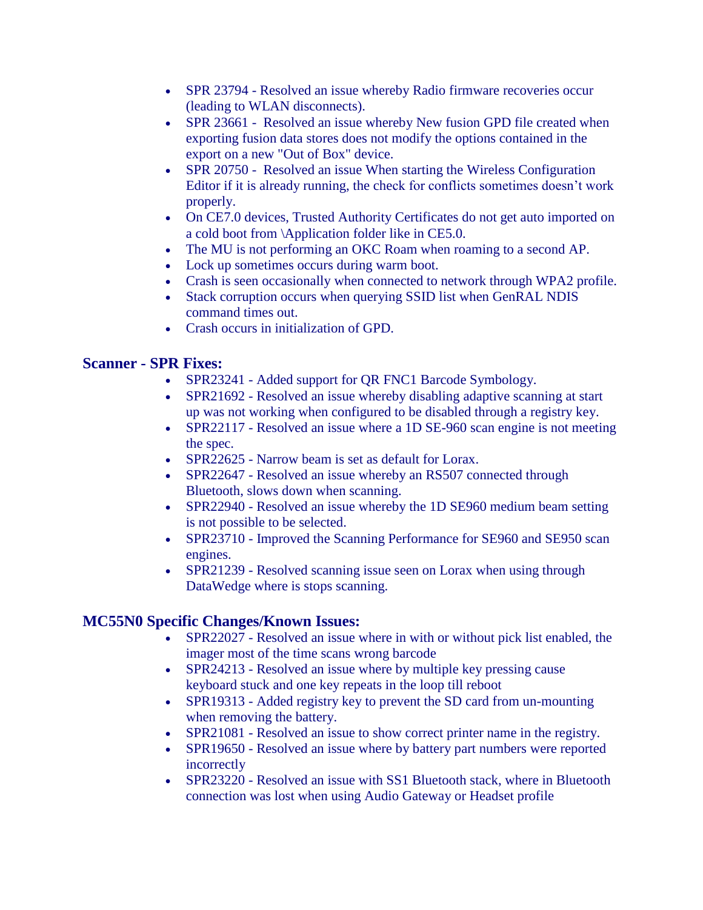- SPR 23794 - Resolved an issue whereby Radio firmware recoveries occur (leading to WLAN disconnects).
- SPR 23661 - Resolved an issue whereby New fusion GPD file created when exporting fusion data stores does not modify the options contained in the export on a new "Out of Box" device.
- SPR 20750 - Resolved an issue When starting the Wireless Configuration Editor if it is already running, the check for conflicts sometimes doesn't work properly.
- On CE7.0 devices, Trusted Authority Certificates do not get auto imported on a cold boot from \Application folder like in CE5.0.
- The MU is not performing an OKC Roam when roaming to a second AP.
- Lock up sometimes occurs during warm boot.
- Crash is seen occasionally when connected to network through WPA2 profile.
- Stack corruption occurs when querying SSID list when GenRAL NDIS command times out.
- Crash occurs in initialization of GPD.

## Scanner - SPR Fixes:

- SPR23241 - Added support for QR FNC1 Barcode Symbology.
- SPR21692 - Resolved an issue whereby disabling adaptive scanning at start up was not working when configured to be disabled through a registry key.
- SPR22117 - Resolved an issue where a 1D SE-960 scan engine is not meeting the spec.
- SPR22625 - Narrow beam is set as default for Lorax.
- SPR22647 - Resolved an issue whereby an RS507 connected through Bluetooth, slows down when scanning.
- SPR22940 - Resolved an issue whereby the 1D SE960 medium beam setting is not possible to be selected.
- SPR23710 - Improved the Scanning Performance for SE960 and SE950 scan engines.
- SPR21239 - Resolved scanning issue seen on Lorax when using through DataWedge where is stops scanning.

## MC55N0 Specific Changes/Known Issues:

- SPR22027 - Resolved an issue where in with or without pick list enabled, the imager most of the time scans wrong barcode
- SPR24213 - Resolved an issue where by multiple key pressing cause keyboard stuck and one key repeats in the loop till reboot
- SPR19313 - Added registry key to prevent the SD card from un-mounting when removing the battery.
- SPR21081 - Resolved an issue to show correct printer name in the registry.
- SPR19650 - Resolved an issue where by battery part numbers were reported incorrectly
- SPR23220 - Resolved an issue with SS1 Bluetooth stack, where in Bluetooth connection was lost when using Audio Gateway or Headset profile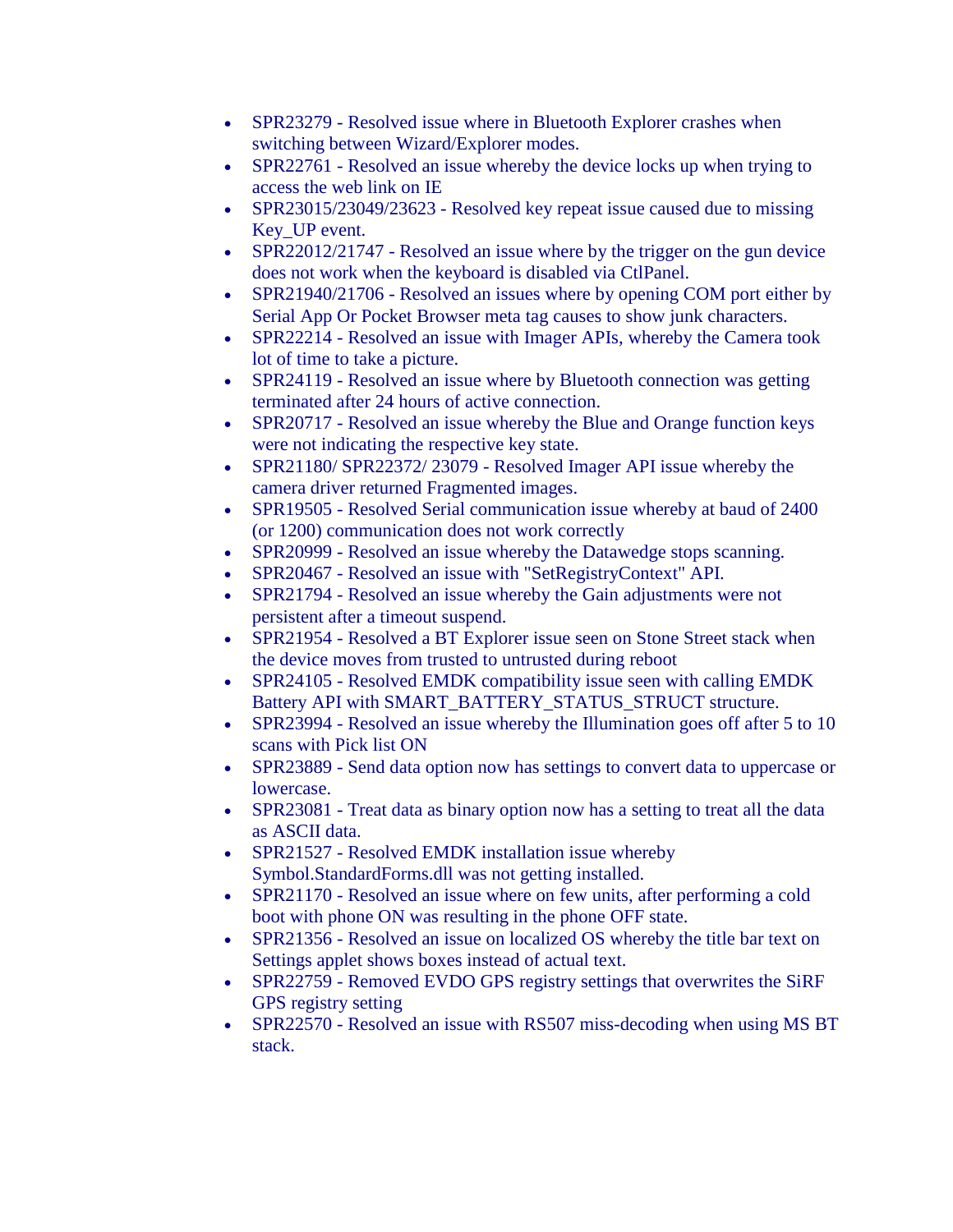- SPR23279 - Resolved issue where in Bluetooth Explorer crashes when switching between Wizard/Explorer modes.
- SPR22761 - Resolved an issue whereby the device locks up when trying to access the web link on IE
- SPR23015/23049/23623 - Resolved key repeat issue caused due to missing Key_UP event.
- SPR22012/21747 - Resolved an issue where by the trigger on the gun device does not work when the keyboard is disabled via CtlPanel.
- SPR21940/21706 - Resolved an issues where by opening COM port either by Serial App Or Pocket Browser meta tag causes to show junk characters.
- SPR22214 - Resolved an issue with Imager APIs, whereby the Camera took lot of time to take a picture.
- SPR24119 - Resolved an issue where by Bluetooth connection was getting terminated after 24 hours of active connection.
- SPR20717 - Resolved an issue whereby the Blue and Orange function keys were not indicating the respective key state.
- SPR21180/ SPR22372/ 23079 - Resolved Imager API issue whereby the camera driver returned Fragmented images.
- SPR19505 - Resolved Serial communication issue whereby at baud of 2400 (or 1200) communication does not work correctly
- SPR20999 - Resolved an issue whereby the Datawedge stops scanning.
- SPR20467 - Resolved an issue with "SetRegistryContext" API.
- SPR21794 - Resolved an issue whereby the Gain adjustments were not persistent after a timeout suspend.
- SPR21954 - Resolved a BT Explorer issue seen on Stone Street stack when the device moves from trusted to untrusted during reboot
- SPR24105 - Resolved EMDK compatibility issue seen with calling EMDK Battery API with SMART_BATTERY_STATUS_STRUCT structure.
- SPR23994 - Resolved an issue whereby the Illumination goes off after 5 to 10 scans with Pick list ON
- SPR23889 - Send data option now has settings to convert data to uppercase or lowercase.
- SPR23081 - Treat data as binary option now has a setting to treat all the data as ASCII data.
- SPR21527 - Resolved EMDK installation issue whereby Symbol.StandardForms.dll was not getting installed.
- SPR21170 - Resolved an issue where on few units, after performing a cold boot with phone ON was resulting in the phone OFF state.
- SPR21356 - Resolved an issue on localized OS whereby the title bar text on Settings applet shows boxes instead of actual text.
- SPR22759 - Removed EVDO GPS registry settings that overwrites the SiRF GPS registry setting
- SPR22570 - Resolved an issue with RS507 miss-decoding when using MS BT stack.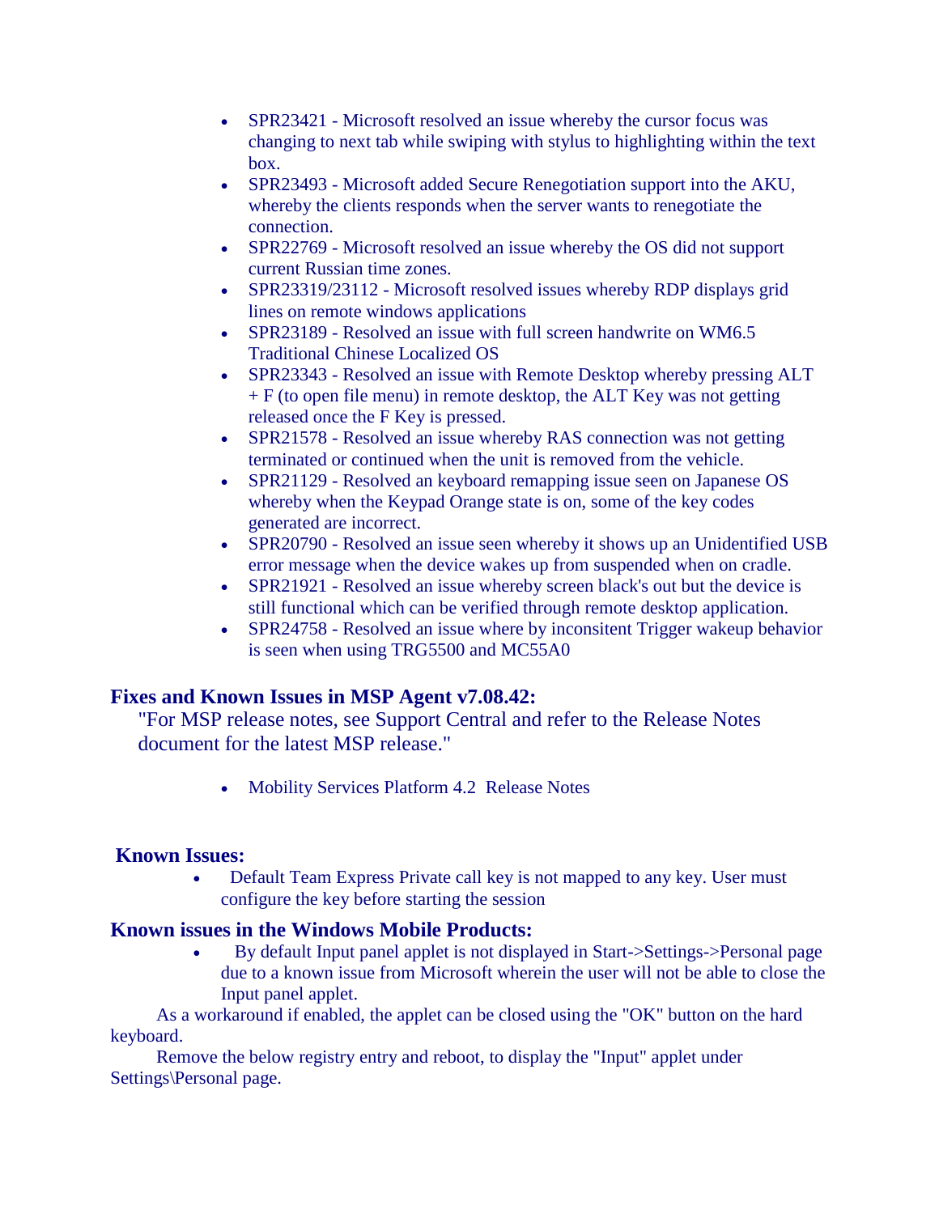- SPR23421 - Microsoft resolved an issue whereby the cursor focus was changing to next tab while swiping with stylus to highlighting within the text box.
- SPR23493 - Microsoft added Secure Renegotiation support into the AKU, whereby the clients responds when the server wants to renegotiate the connection.
- SPR22769 - Microsoft resolved an issue whereby the OS did not support current Russian time zones.
- SPR23319/23112 - Microsoft resolved issues whereby RDP displays grid lines on remote windows applications
- SPR23189 - Resolved an issue with full screen handwrite on WM6.5 Traditional Chinese Localized OS
- SPR23343 - Resolved an issue with Remote Desktop whereby pressing ALT + F (to open file menu) in remote desktop, the ALT Key was not getting released once the F Key is pressed.
- SPR21578 - Resolved an issue whereby RAS connection was not getting terminated or continued when the unit is removed from the vehicle.
- SPR21129 - Resolved an keyboard remapping issue seen on Japanese OS whereby when the Keypad Orange state is on, some of the key codes generated are incorrect.
- SPR20790 - Resolved an issue seen whereby it shows up an Unidentified USB error message when the device wakes up from suspended when on cradle.
- SPR21921 - Resolved an issue whereby screen black's out but the device is still functional which can be verified through remote desktop application.
- SPR24758 - Resolved an issue where by inconsitent Trigger wakeup behavior is seen when using TRG5500 and MC55A0

### Fixes and Known Issues in MSP Agent v7.08.42:

"For MSP release notes, see Support Central and refer to the Release Notes document for the latest MSP release."

- Mobility Services Platform 4.2 Release Notes

### Known Issues:

- Default Team Express Private call key is not mapped to any key. User must configure the key before starting the session

### Known issues in the Windows Mobile Products:

- By default Input panel applet is not displayed in Start->Settings->Personal page due to a known issue from Microsoft wherein the user will not be able to close the Input panel applet.

As a workaround if enabled, the applet can be closed using the "OK" button on the hard keyboard.

Remove the below registry entry and reboot, to display the "Input" applet under Settings\Personal page.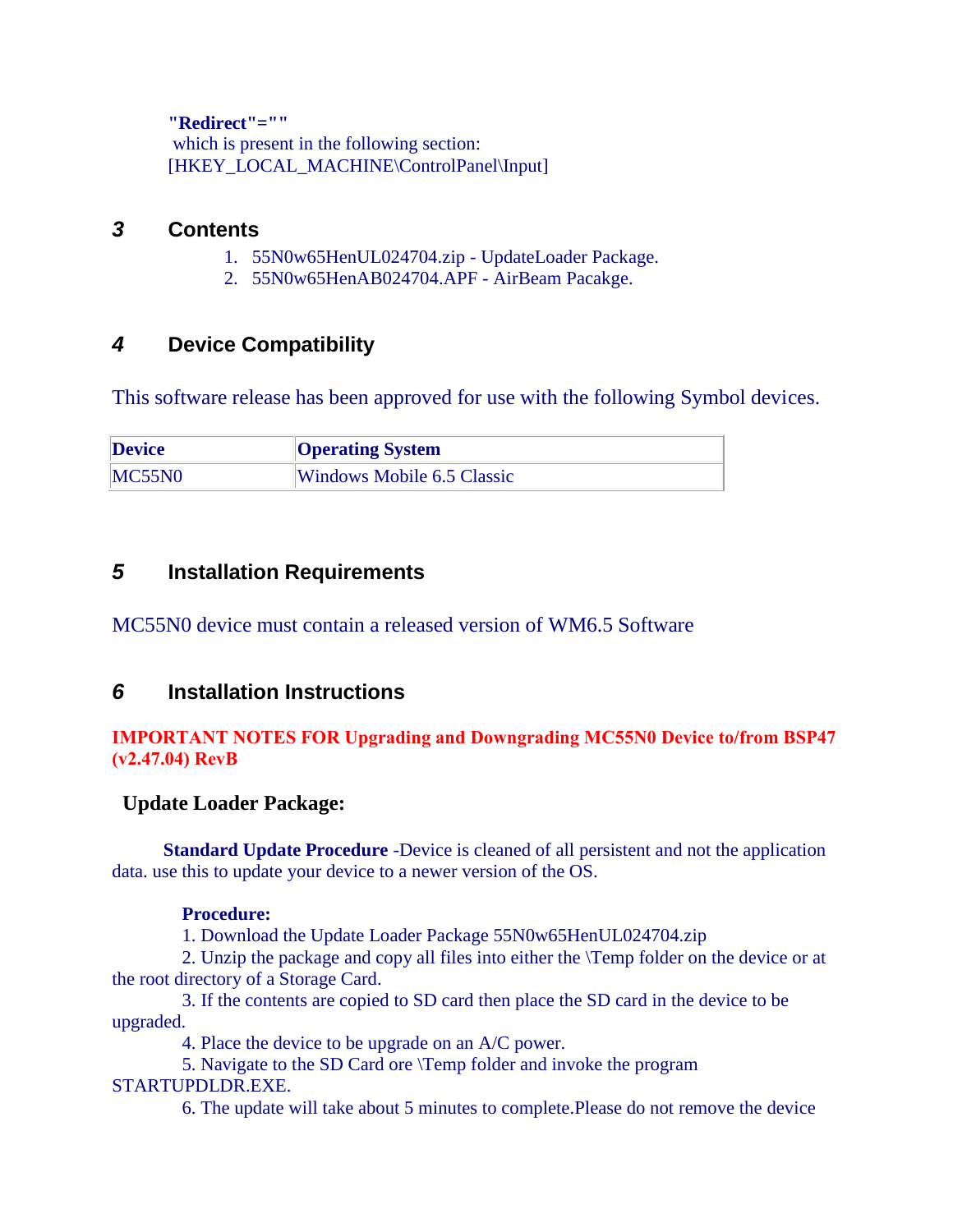**"Redirect"=""**
which is present in the following section:
[HKEY_LOCAL_MACHINE\ControlPanel\Input]

## *3* Contents

1. 55N0w65HenUL024704.zip - UpdateLoader Package.
2. 55N0w65HenAB024704.APF - AirBeam Pacakge.

## *4* Device Compatibility

This software release has been approved for use with the following Symbol devices.

| Device | Operating System |
| --- | --- |
| MC55N0 | Windows Mobile 6.5 Classic |

## *5* Installation Requirements

MC55N0 device must contain a released version of WM6.5 Software

## *6* Installation Instructions

**IMPORTANT NOTES FOR Upgrading and Downgrading MC55N0 Device to/from BSP47 (v2.47.04) RevB**

### Update Loader Package:

**Standard Update Procedure** -Device is cleaned of all persistent and not the application data. use this to update your device to a newer version of the OS.

**Procedure:**

1. Download the Update Loader Package 55N0w65HenUL024704.zip
2. Unzip the package and copy all files into either the \Temp folder on the device or at the root directory of a Storage Card.
3. If the contents are copied to SD card then place the SD card in the device to be upgraded.
4. Place the device to be upgrade on an A/C power.
5. Navigate to the SD Card ore \Temp folder and invoke the program STARTUPDLDR.EXE.
6. The update will take about 5 minutes to complete.Please do not remove the device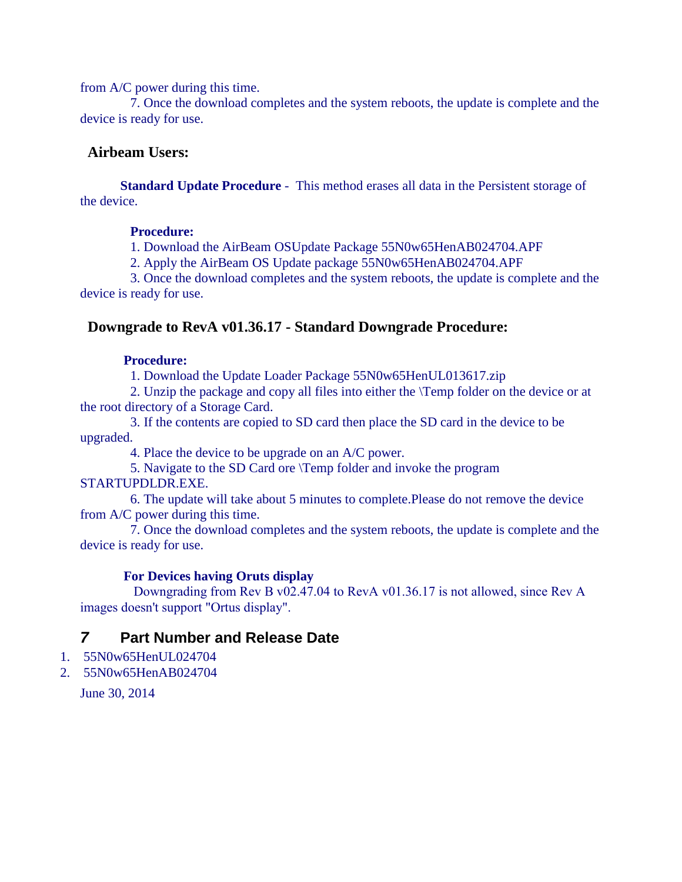from A/C power during this time.

7. Once the download completes and the system reboots, the update is complete and the device is ready for use.

### Airbeam Users:

**Standard Update Procedure** - This method erases all data in the Persistent storage of the device.

**Procedure:**

1. Download the AirBeam OSUpdate Package 55N0w65HenAB024704.APF
2. Apply the AirBeam OS Update package 55N0w65HenAB024704.APF
3. Once the download completes and the system reboots, the update is complete and the device is ready for use.

### Downgrade to RevA v01.36.17 - Standard Downgrade Procedure:

**Procedure:**

1. Download the Update Loader Package 55N0w65HenUL013617.zip
2. Unzip the package and copy all files into either the \Temp folder on the device or at the root directory of a Storage Card.
3. If the contents are copied to SD card then place the SD card in the device to be upgraded.
4. Place the device to be upgrade on an A/C power.
5. Navigate to the SD Card ore \Temp folder and invoke the program STARTUPDLDR.EXE.
6. The update will take about 5 minutes to complete.Please do not remove the device from A/C power during this time.
7. Once the download completes and the system reboots, the update is complete and the device is ready for use.

**For Devices having Oruts display**

Downgrading from Rev B v02.47.04 to RevA v01.36.17 is not allowed, since Rev A images doesn't support "Ortus display".

## *7* Part Number and Release Date

1. 55N0w65HenUL024704
2. 55N0w65HenAB024704

June 30, 2014